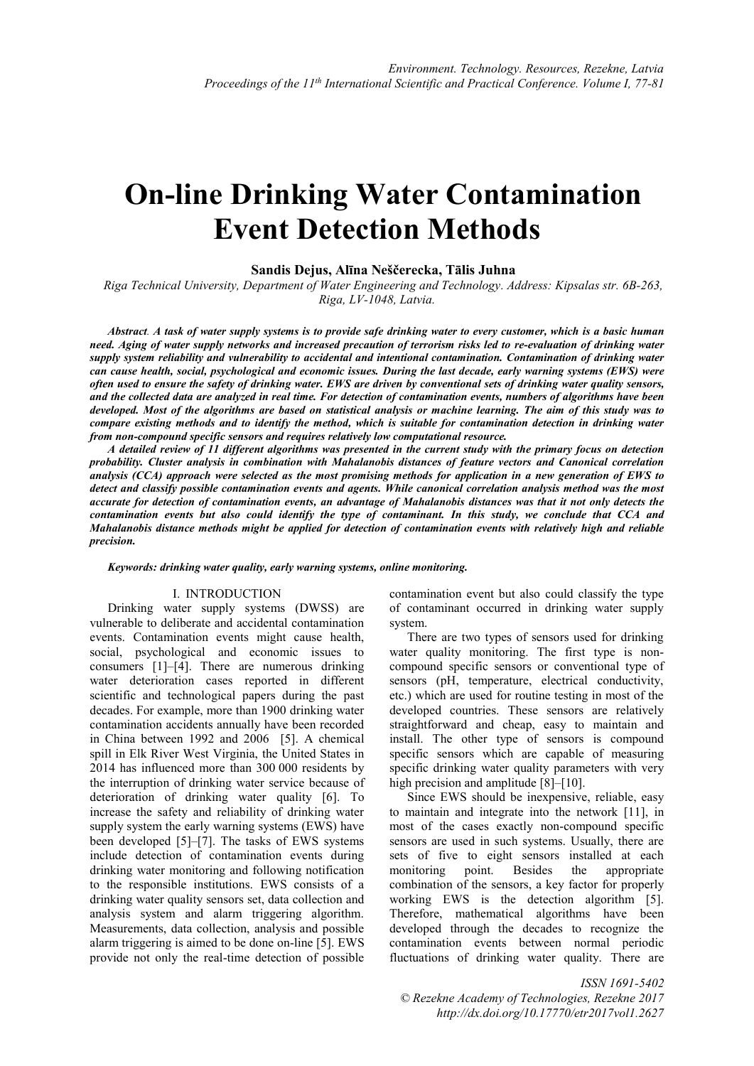# On-line Drinking Water Contamination Event Detection Methods

**Sandis Dejus, Alīna Neščerecka, Tālis Juhna**

*Riga Technical University, Department of Water Engineering and Technology. Address: Kipsalas str. 6B-263, Riga, LV-1048, Latvia.*

***Abstract**. A task of water supply systems is to provide safe drinking water to every customer, which is a basic human need. Aging of water supply networks and increased precaution of terrorism risks led to re-evaluation of drinking water supply system reliability and vulnerability to accidental and intentional contamination. Contamination of drinking water can cause health, social, psychological and economic issues. During the last decade, early warning systems (EWS) were often used to ensure the safety of drinking water. EWS are driven by conventional sets of drinking water quality sensors, and the collected data are analyzed in real time. For detection of contamination events, numbers of algorithms have been developed. Most of the algorithms are based on statistical analysis or machine learning. The aim of this study was to compare existing methods and to identify the method, which is suitable for contamination detection in drinking water from non-compound specific sensors and requires relatively low computational resource.*

***A detailed review of 11 different algorithms was presented in the current study with the primary focus on detection probability. Cluster analysis in combination with Mahalanobis distances of feature vectors and Canonical correlation analysis (CCA) approach were selected as the most promising methods for application in a new generation of EWS to detect and classify possible contamination events and agents. While canonical correlation analysis method was the most accurate for detection of contamination events, an advantage of Mahalanobis distances was that it not only detects the contamination events but also could identify the type of contaminant. In this study, we conclude that CCA and Mahalanobis distance methods might be applied for detection of contamination events with relatively high and reliable precision.***

***Keywords: drinking water quality, early warning systems, online monitoring.***

## I. INTRODUCTION

Drinking water supply systems (DWSS) are vulnerable to deliberate and accidental contamination events. Contamination events might cause health, social, psychological and economic issues to consumers [1]–[4]. There are numerous drinking water deterioration cases reported in different scientific and technological papers during the past decades. For example, more than 1900 drinking water contamination accidents annually have been recorded in China between 1992 and 2006 [5]. A chemical spill in Elk River West Virginia, the United States in 2014 has influenced more than 300 000 residents by the interruption of drinking water service because of deterioration of drinking water quality [6]. To increase the safety and reliability of drinking water supply system the early warning systems (EWS) have been developed [5]–[7]. The tasks of EWS systems include detection of contamination events during drinking water monitoring and following notification to the responsible institutions. EWS consists of a drinking water quality sensors set, data collection and analysis system and alarm triggering algorithm. Measurements, data collection, analysis and possible alarm triggering is aimed to be done on-line [5]. EWS provide not only the real-time detection of possible contamination event but also could classify the type of contaminant occurred in drinking water supply system.

There are two types of sensors used for drinking water quality monitoring. The first type is non-compound specific sensors or conventional type of sensors (pH, temperature, electrical conductivity, etc.) which are used for routine testing in most of the developed countries. These sensors are relatively straightforward and cheap, easy to maintain and install. The other type of sensors is compound specific sensors which are capable of measuring specific drinking water quality parameters with very high precision and amplitude [8]–[10].

Since EWS should be inexpensive, reliable, easy to maintain and integrate into the network [11], in most of the cases exactly non-compound specific sensors are used in such systems. Usually, there are sets of five to eight sensors installed at each monitoring point. Besides the appropriate combination of the sensors, a key factor for properly working EWS is the detection algorithm [5]. Therefore, mathematical algorithms have been developed through the decades to recognize the contamination events between normal periodic fluctuations of drinking water quality. There are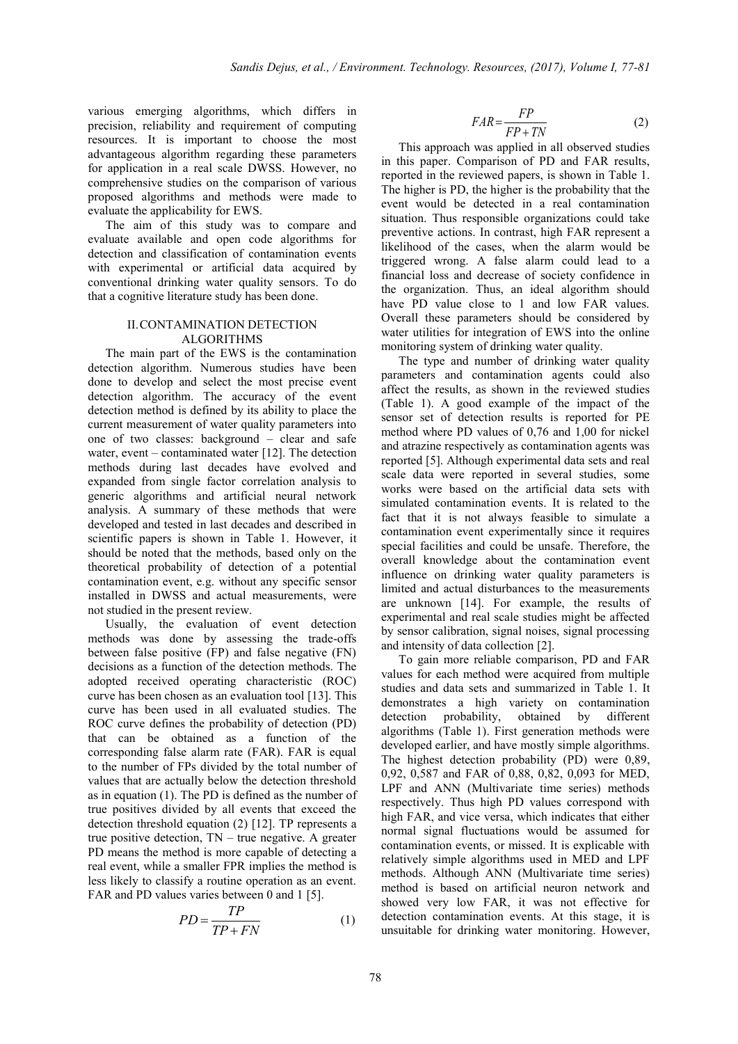various emerging algorithms, which differs in precision, reliability and requirement of computing resources. It is important to choose the most advantageous algorithm regarding these parameters for application in a real scale DWSS. However, no comprehensive studies on the comparison of various proposed algorithms and methods were made to evaluate the applicability for EWS.

The aim of this study was to compare and evaluate available and open code algorithms for detection and classification of contamination events with experimental or artificial data acquired by conventional drinking water quality sensors. To do that a cognitive literature study has been done.

## II. CONTAMINATION DETECTION ALGORITHMS

The main part of the EWS is the contamination detection algorithm. Numerous studies have been done to develop and select the most precise event detection algorithm. The accuracy of the event detection method is defined by its ability to place the current measurement of water quality parameters into one of two classes: background – clear and safe water, event – contaminated water [12]. The detection methods during last decades have evolved and expanded from single factor correlation analysis to generic algorithms and artificial neural network analysis. A summary of these methods that were developed and tested in last decades and described in scientific papers is shown in Table 1. However, it should be noted that the methods, based only on the theoretical probability of detection of a potential contamination event, e.g. without any specific sensor installed in DWSS and actual measurements, were not studied in the present review.

Usually, the evaluation of event detection methods was done by assessing the trade-offs between false positive (FP) and false negative (FN) decisions as a function of the detection methods. The adopted received operating characteristic (ROC) curve has been chosen as an evaluation tool [13]. This curve has been used in all evaluated studies. The ROC curve defines the probability of detection (PD) that can be obtained as a function of the corresponding false alarm rate (FAR). FAR is equal to the number of FPs divided by the total number of values that are actually below the detection threshold as in equation (1). The PD is defined as the number of true positives divided by all events that exceed the detection threshold equation (2) [12]. TP represents a true positive detection, TN – true negative. A greater PD means the method is more capable of detecting a real event, while a smaller FPR implies the method is less likely to classify a routine operation as an event. FAR and PD values varies between 0 and 1 [5].

$$PD = \frac{TP}{TP + FN} \tag{1}$$

$$FAR = \frac{FP}{FP + TN} \tag{2}$$

This approach was applied in all observed studies in this paper. Comparison of PD and FAR results, reported in the reviewed papers, is shown in Table 1. The higher is PD, the higher is the probability that the event would be detected in a real contamination situation. Thus responsible organizations could take preventive actions. In contrast, high FAR represent a likelihood of the cases, when the alarm would be triggered wrong. A false alarm could lead to a financial loss and decrease of society confidence in the organization. Thus, an ideal algorithm should have PD value close to 1 and low FAR values. Overall these parameters should be considered by water utilities for integration of EWS into the online monitoring system of drinking water quality.

The type and number of drinking water quality parameters and contamination agents could also affect the results, as shown in the reviewed studies (Table 1). A good example of the impact of the sensor set of detection results is reported for PE method where PD values of 0,76 and 1,00 for nickel and atrazine respectively as contamination agents was reported [5]. Although experimental data sets and real scale data were reported in several studies, some works were based on the artificial data sets with simulated contamination events. It is related to the fact that it is not always feasible to simulate a contamination event experimentally since it requires special facilities and could be unsafe. Therefore, the overall knowledge about the contamination event influence on drinking water quality parameters is limited and actual disturbances to the measurements are unknown [14]. For example, the results of experimental and real scale studies might be affected by sensor calibration, signal noises, signal processing and intensity of data collection [2].

To gain more reliable comparison, PD and FAR values for each method were acquired from multiple studies and data sets and summarized in Table 1. It demonstrates a high variety on contamination detection probability, obtained by different algorithms (Table 1). First generation methods were developed earlier, and have mostly simple algorithms. The highest detection probability (PD) were 0,89, 0,92, 0,587 and FAR of 0,88, 0,82, 0,093 for MED, LPF and ANN (Multivariate time series) methods respectively. Thus high PD values correspond with high FAR, and vice versa, which indicates that either normal signal fluctuations would be assumed for contamination events, or missed. It is explicable with relatively simple algorithms used in MED and LPF methods. Although ANN (Multivariate time series) method is based on artificial neuron network and showed very low FAR, it was not effective for detection contamination events. At this stage, it is unsuitable for drinking water monitoring. However,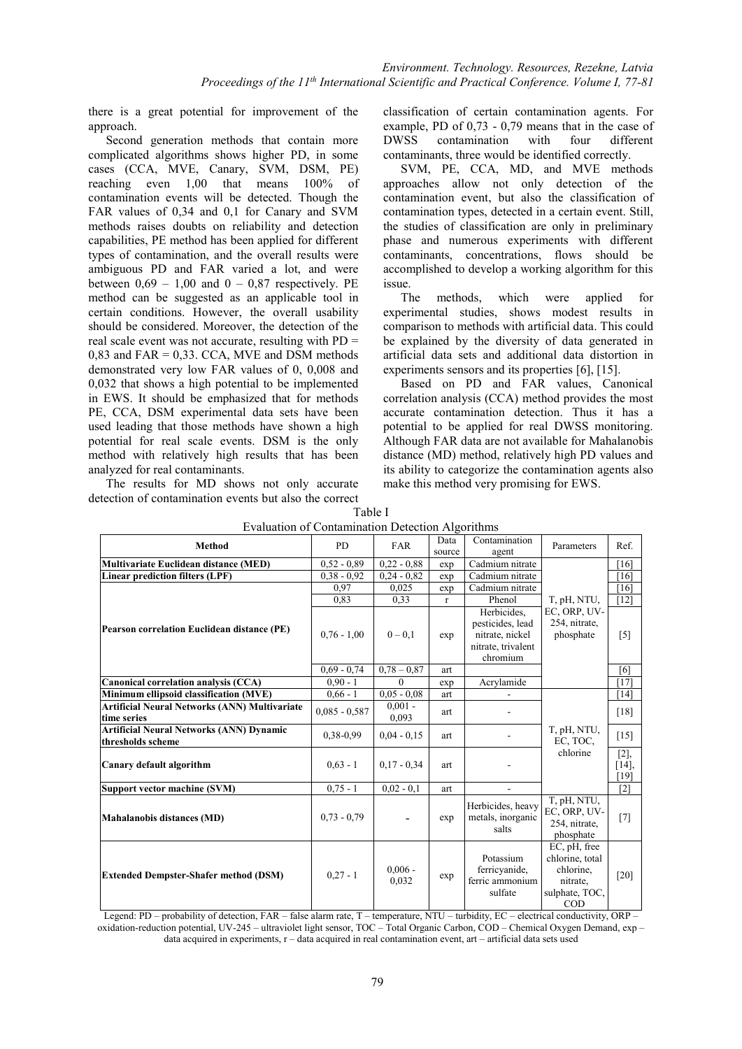there is a great potential for improvement of the approach.

Second generation methods that contain more complicated algorithms shows higher PD, in some cases (CCA, MVE, Canary, SVM, DSM, PE) reaching even 1,00 that means 100% of contamination events will be detected. Though the FAR values of 0,34 and 0,1 for Canary and SVM methods raises doubts on reliability and detection capabilities, PE method has been applied for different types of contamination, and the overall results were ambiguous PD and FAR varied a lot, and were between 0,69 – 1,00 and 0 – 0,87 respectively. PE method can be suggested as an applicable tool in certain conditions. However, the overall usability should be considered. Moreover, the detection of the real scale event was not accurate, resulting with PD = 0,83 and FAR = 0,33. CCA, MVE and DSM methods demonstrated very low FAR values of 0, 0,008 and 0,032 that shows a high potential to be implemented in EWS. It should be emphasized that for methods PE, CCA, DSM experimental data sets have been used leading that those methods have shown a high potential for real scale events. DSM is the only method with relatively high results that has been analyzed for real contaminants.

The results for MD shows not only accurate detection of contamination events but also the correct classification of certain contamination agents. For example, PD of 0,73 - 0,79 means that in the case of DWSS contamination with four different contaminants, three would be identified correctly.

SVM, PE, CCA, MD, and MVE methods approaches allow not only detection of the contamination event, but also the classification of contamination types, detected in a certain event. Still, the studies of classification are only in preliminary phase and numerous experiments with different contaminants, concentrations, flows should be accomplished to develop a working algorithm for this issue.

The methods, which were applied for experimental studies, shows modest results in comparison to methods with artificial data. This could be explained by the diversity of data generated in artificial data sets and additional data distortion in experiments sensors and its properties [6], [15].

Based on PD and FAR values, Canonical correlation analysis (CCA) method provides the most accurate contamination detection. Thus it has a potential to be applied for real DWSS monitoring. Although FAR data are not available for Mahalanobis distance (MD) method, relatively high PD values and its ability to categorize the contamination agents also make this method very promising for EWS.

Table I
Evaluation of Contamination Detection Algorithms

| Method | PD | FAR | Data source | Contamination agent | Parameters | Ref. |
|---|---|---|---|---|---|---|
| **Multivariate Euclidean distance (MED)** | 0,52 - 0,89 | 0,22 - 0,88 | exp | Cadmium nitrate | T, pH, NTU, EC, ORP, UV-254, nitrate, phosphate | [16] |
| **Linear prediction filters (LPF)** | 0,38 - 0,92 | 0,24 - 0,82 | exp | Cadmium nitrate | | [16] |
| **Pearson correlation Euclidean distance (PE)** | 0,97 | 0,025 | exp | Cadmium nitrate | | [16] |
| | 0,83 | 0,33 | r | Phenol | | [12] |
| | 0,76 - 1,00 | 0 – 0,1 | exp | Herbicides, pesticides, lead nitrate, nickel nitrate, trivalent chromium | | [5] |
| | 0,69 - 0,74 | 0,78 – 0,87 | art | | | [6] |
| **Canonical correlation analysis (CCA)** | 0,90 - 1 | 0 | exp | Acrylamide | | [17] |
| **Minimum ellipsoid classification (MVE)** | 0,66 - 1 | 0,05 - 0,08 | art | - | T, pH, NTU, EC, TOC, chlorine | [14] |
| **Artificial Neural Networks (ANN) Multivariate time series** | 0,085 - 0,587 | 0,001 - 0,093 | art | - | | [18] |
| **Artificial Neural Networks (ANN) Dynamic thresholds scheme** | 0,38-0,99 | 0,04 - 0,15 | art | - | | [15] |
| **Canary default algorithm** | 0,63 - 1 | 0,17 - 0,34 | art | - | | [2], [14], [19] |
| **Support vector machine (SVM)** | 0,75 - 1 | 0,02 - 0,1 | art | - | | [2] |
| **Mahalanobis distances (MD)** | 0,73 - 0,79 | - | exp | Herbicides, heavy metals, inorganic salts | T, pH, NTU, EC, ORP, UV-254, nitrate, phosphate | [7] |
| **Extended Dempster-Shafer method (DSM)** | 0,27 - 1 | 0,006 - 0,032 | exp | Potassium ferricyanide, ferric ammonium sulfate | EC, pH, free chlorine, total chlorine, nitrate, sulphate, TOC, COD | [20] |

Legend: PD – probability of detection, FAR – false alarm rate, T – temperature, NTU – turbidity, EC – electrical conductivity, ORP – oxidation-reduction potential, UV-245 – ultraviolet light sensor, TOC – Total Organic Carbon, COD – Chemical Oxygen Demand, exp – data acquired in experiments, r – data acquired in real contamination event, art – artificial data sets used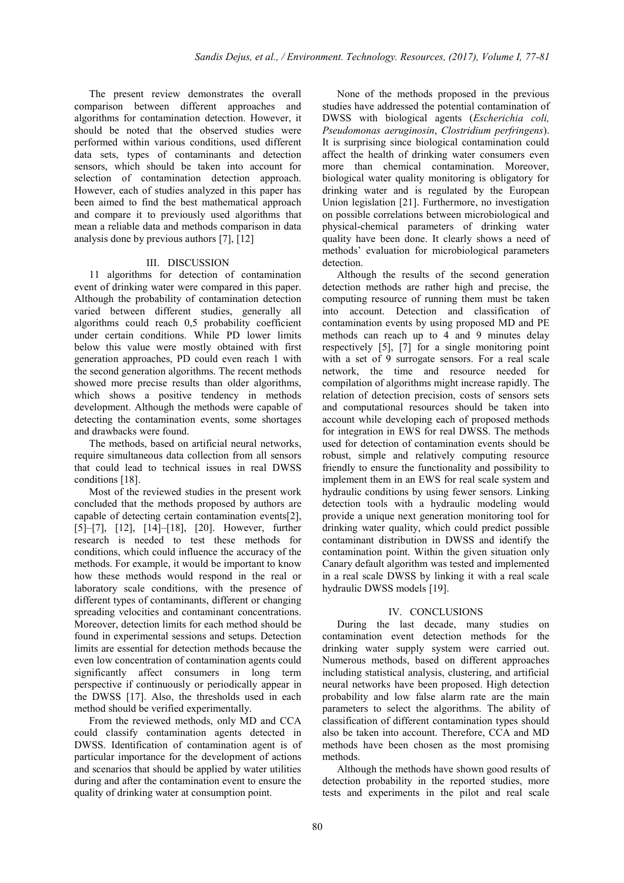The present review demonstrates the overall comparison between different approaches and algorithms for contamination detection. However, it should be noted that the observed studies were performed within various conditions, used different data sets, types of contaminants and detection sensors, which should be taken into account for selection of contamination detection approach. However, each of studies analyzed in this paper has been aimed to find the best mathematical approach and compare it to previously used algorithms that mean a reliable data and methods comparison in data analysis done by previous authors [7], [12]

## III. DISCUSSION

11 algorithms for detection of contamination event of drinking water were compared in this paper. Although the probability of contamination detection varied between different studies, generally all algorithms could reach 0,5 probability coefficient under certain conditions. While PD lower limits below this value were mostly obtained with first generation approaches, PD could even reach 1 with the second generation algorithms. The recent methods showed more precise results than older algorithms, which shows a positive tendency in methods development. Although the methods were capable of detecting the contamination events, some shortages and drawbacks were found.

The methods, based on artificial neural networks, require simultaneous data collection from all sensors that could lead to technical issues in real DWSS conditions [18].

Most of the reviewed studies in the present work concluded that the methods proposed by authors are capable of detecting certain contamination events[2], [5]–[7], [12], [14]–[18], [20]. However, further research is needed to test these methods for conditions, which could influence the accuracy of the methods. For example, it would be important to know how these methods would respond in the real or laboratory scale conditions, with the presence of different types of contaminants, different or changing spreading velocities and contaminant concentrations. Moreover, detection limits for each method should be found in experimental sessions and setups. Detection limits are essential for detection methods because the even low concentration of contamination agents could significantly affect consumers in long term perspective if continuously or periodically appear in the DWSS [17]. Also, the thresholds used in each method should be verified experimentally.

From the reviewed methods, only MD and CCA could classify contamination agents detected in DWSS. Identification of contamination agent is of particular importance for the development of actions and scenarios that should be applied by water utilities during and after the contamination event to ensure the quality of drinking water at consumption point.

None of the methods proposed in the previous studies have addressed the potential contamination of DWSS with biological agents (*Escherichia coli, Pseudomonas aeruginosin*, *Clostridium perfringens*). It is surprising since biological contamination could affect the health of drinking water consumers even more than chemical contamination. Moreover, biological water quality monitoring is obligatory for drinking water and is regulated by the European Union legislation [21]. Furthermore, no investigation on possible correlations between microbiological and physical-chemical parameters of drinking water quality have been done. It clearly shows a need of methods' evaluation for microbiological parameters detection.

Although the results of the second generation detection methods are rather high and precise, the computing resource of running them must be taken into account. Detection and classification of contamination events by using proposed MD and PE methods can reach up to 4 and 9 minutes delay respectively [5], [7] for a single monitoring point with a set of 9 surrogate sensors. For a real scale network, the time and resource needed for compilation of algorithms might increase rapidly. The relation of detection precision, costs of sensors sets and computational resources should be taken into account while developing each of proposed methods for integration in EWS for real DWSS. The methods used for detection of contamination events should be robust, simple and relatively computing resource friendly to ensure the functionality and possibility to implement them in an EWS for real scale system and hydraulic conditions by using fewer sensors. Linking detection tools with a hydraulic modeling would provide a unique next generation monitoring tool for drinking water quality, which could predict possible contaminant distribution in DWSS and identify the contamination point. Within the given situation only Canary default algorithm was tested and implemented in a real scale DWSS by linking it with a real scale hydraulic DWSS models [19].

## IV. CONCLUSIONS

During the last decade, many studies on contamination event detection methods for the drinking water supply system were carried out. Numerous methods, based on different approaches including statistical analysis, clustering, and artificial neural networks have been proposed. High detection probability and low false alarm rate are the main parameters to select the algorithms. The ability of classification of different contamination types should also be taken into account. Therefore, CCA and MD methods have been chosen as the most promising methods.

Although the methods have shown good results of detection probability in the reported studies, more tests and experiments in the pilot and real scale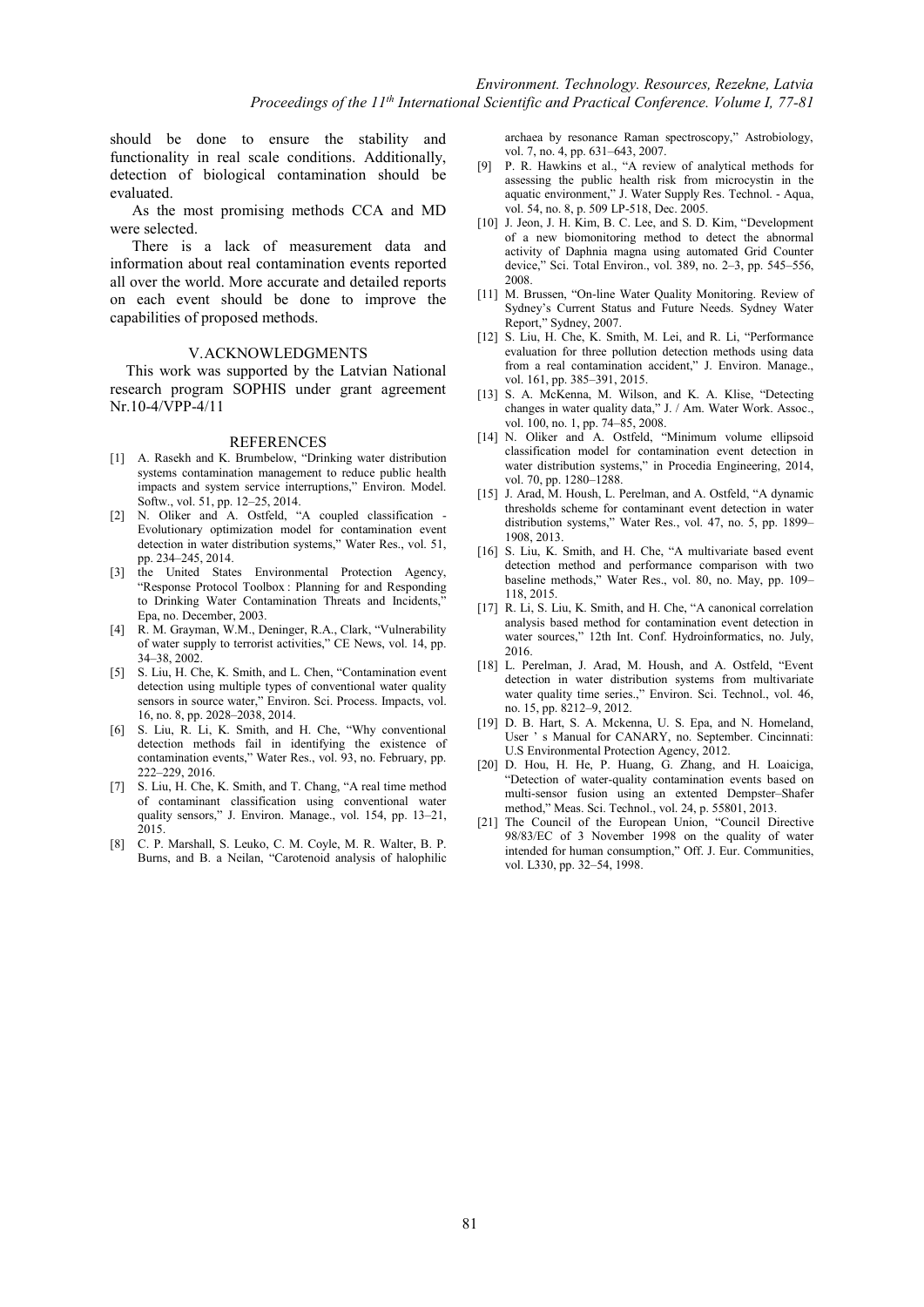should be done to ensure the stability and functionality in real scale conditions. Additionally, detection of biological contamination should be evaluated.

As the most promising methods CCA and MD were selected.

There is a lack of measurement data and information about real contamination events reported all over the world. More accurate and detailed reports on each event should be done to improve the capabilities of proposed methods.

## V. ACKNOWLEDGMENTS

This work was supported by the Latvian National research program SOPHIS under grant agreement Nr.10-4/VPP-4/11

## REFERENCES

[1] A. Rasekh and K. Brumbelow, "Drinking water distribution systems contamination management to reduce public health impacts and system service interruptions," Environ. Model. Softw., vol. 51, pp. 12–25, 2014.

[2] N. Oliker and A. Ostfeld, "A coupled classification - Evolutionary optimization model for contamination event detection in water distribution systems," Water Res., vol. 51, pp. 234–245, 2014.

[3] the United States Environmental Protection Agency, "Response Protocol Toolbox : Planning for and Responding to Drinking Water Contamination Threats and Incidents," Epa, no. December, 2003.

[4] R. M. Grayman, W.M., Deninger, R.A., Clark, "Vulnerability of water supply to terrorist activities," CE News, vol. 14, pp. 34–38, 2002.

[5] S. Liu, H. Che, K. Smith, and L. Chen, "Contamination event detection using multiple types of conventional water quality sensors in source water," Environ. Sci. Process. Impacts, vol. 16, no. 8, pp. 2028–2038, 2014.

[6] S. Liu, R. Li, K. Smith, and H. Che, "Why conventional detection methods fail in identifying the existence of contamination events," Water Res., vol. 93, no. February, pp. 222–229, 2016.

[7] S. Liu, H. Che, K. Smith, and T. Chang, "A real time method of contaminant classification using conventional water quality sensors," J. Environ. Manage., vol. 154, pp. 13–21, 2015.

[8] C. P. Marshall, S. Leuko, C. M. Coyle, M. R. Walter, B. P. Burns, and B. a Neilan, "Carotenoid analysis of halophilic archaea by resonance Raman spectroscopy," Astrobiology, vol. 7, no. 4, pp. 631–643, 2007.

[9] P. R. Hawkins et al., "A review of analytical methods for assessing the public health risk from microcystin in the aquatic environment," J. Water Supply Res. Technol. - Aqua, vol. 54, no. 8, p. 509 LP-518, Dec. 2005.

[10] J. Jeon, J. H. Kim, B. C. Lee, and S. D. Kim, "Development of a new biomonitoring method to detect the abnormal activity of Daphnia magna using automated Grid Counter device," Sci. Total Environ., vol. 389, no. 2–3, pp. 545–556, 2008.

[11] M. Brussen, "On-line Water Quality Monitoring. Review of Sydney's Current Status and Future Needs. Sydney Water Report," Sydney, 2007.

[12] S. Liu, H. Che, K. Smith, M. Lei, and R. Li, "Performance evaluation for three pollution detection methods using data from a real contamination accident," J. Environ. Manage., vol. 161, pp. 385–391, 2015.

[13] S. A. McKenna, M. Wilson, and K. A. Klise, "Detecting changes in water quality data," J. / Am. Water Work. Assoc., vol. 100, no. 1, pp. 74–85, 2008.

[14] N. Oliker and A. Ostfeld, "Minimum volume ellipsoid classification model for contamination event detection in water distribution systems," in Procedia Engineering, 2014, vol. 70, pp. 1280–1288.

[15] J. Arad, M. Housh, L. Perelman, and A. Ostfeld, "A dynamic thresholds scheme for contaminant event detection in water distribution systems," Water Res., vol. 47, no. 5, pp. 1899–1908, 2013.

[16] S. Liu, K. Smith, and H. Che, "A multivariate based event detection method and performance comparison with two baseline methods," Water Res., vol. 80, no. May, pp. 109–118, 2015.

[17] R. Li, S. Liu, K. Smith, and H. Che, "A canonical correlation analysis based method for contamination event detection in water sources," 12th Int. Conf. Hydroinformatics, no. July, 2016.

[18] L. Perelman, J. Arad, M. Housh, and A. Ostfeld, "Event detection in water distribution systems from multivariate water quality time series.," Environ. Sci. Technol., vol. 46, no. 15, pp. 8212–9, 2012.

[19] D. B. Hart, S. A. Mckenna, U. S. Epa, and N. Homeland, User ' s Manual for CANARY, no. September. Cincinnati: U.S Environmental Protection Agency, 2012.

[20] D. Hou, H. He, P. Huang, G. Zhang, and H. Loaiciga, "Detection of water-quality contamination events based on multi-sensor fusion using an extented Dempster–Shafer method," Meas. Sci. Technol., vol. 24, p. 55801, 2013.

[21] The Council of the European Union, "Council Directive 98/83/EC of 3 November 1998 on the quality of water intended for human consumption," Off. J. Eur. Communities, vol. L330, pp. 32–54, 1998.